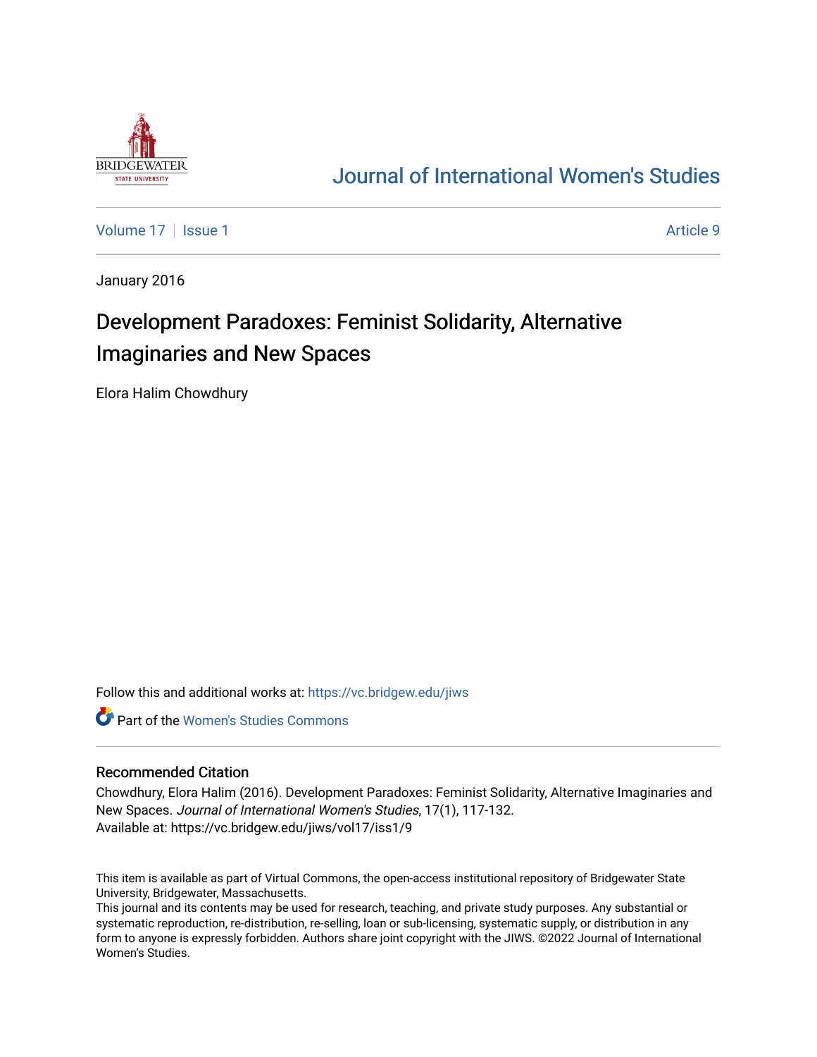# Journal of International Women's Studies

Volume 17 | Issue 1 | Article 9

January 2016

## Development Paradoxes: Feminist Solidarity, Alternative Imaginaries and New Spaces

Elora Halim Chowdhury

Follow this and additional works at: https://vc.bridgew.edu/jiws

Part of the Women's Studies Commons

### Recommended Citation

Chowdhury, Elora Halim (2016). Development Paradoxes: Feminist Solidarity, Alternative Imaginaries and New Spaces. *Journal of International Women's Studies*, 17(1), 117-132.
Available at: https://vc.bridgew.edu/jiws/vol17/iss1/9

This item is available as part of Virtual Commons, the open-access institutional repository of Bridgewater State University, Bridgewater, Massachusetts.
This journal and its contents may be used for research, teaching, and private study purposes. Any substantial or systematic reproduction, re-distribution, re-selling, loan or sub-licensing, systematic supply, or distribution in any form to anyone is expressly forbidden. Authors share joint copyright with the JIWS. ©2022 Journal of International Women's Studies.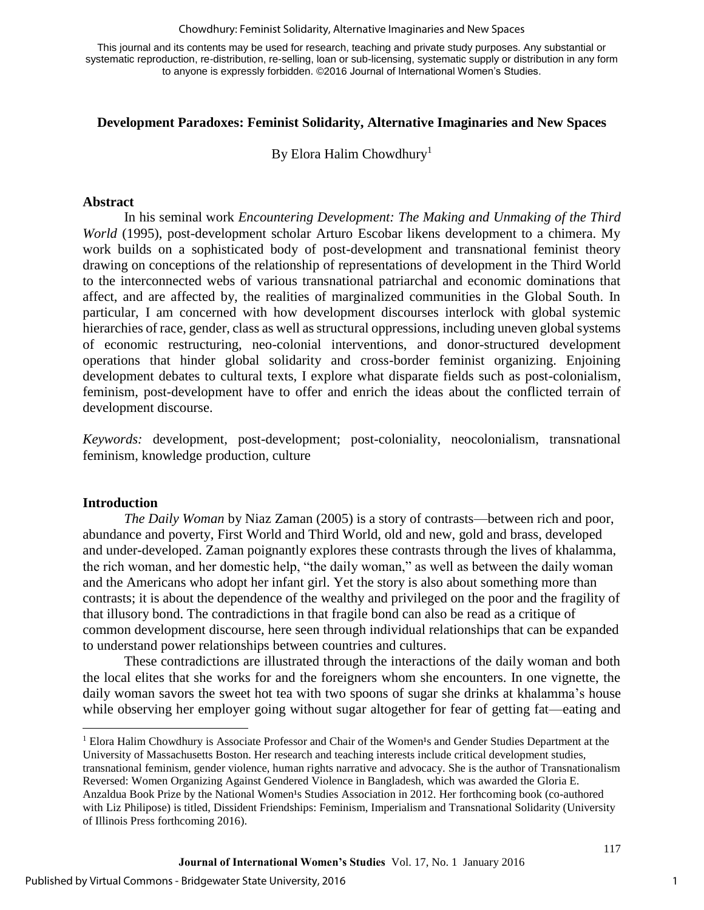This journal and its contents may be used for research, teaching and private study purposes. Any substantial or systematic reproduction, re-distribution, re-selling, loan or sub-licensing, systematic supply or distribution in any form to anyone is expressly forbidden. ©2016 Journal of International Women's Studies.

## Development Paradoxes: Feminist Solidarity, Alternative Imaginaries and New Spaces

By Elora Halim Chowdhury[1]

### Abstract

In his seminal work *Encountering Development: The Making and Unmaking of the Third World* (1995), post-development scholar Arturo Escobar likens development to a chimera. My work builds on a sophisticated body of post-development and transnational feminist theory drawing on conceptions of the relationship of representations of development in the Third World to the interconnected webs of various transnational patriarchal and economic dominations that affect, and are affected by, the realities of marginalized communities in the Global South. In particular, I am concerned with how development discourses interlock with global systemic hierarchies of race, gender, class as well as structural oppressions, including uneven global systems of economic restructuring, neo-colonial interventions, and donor-structured development operations that hinder global solidarity and cross-border feminist organizing. Enjoining development debates to cultural texts, I explore what disparate fields such as post-colonialism, feminism, post-development have to offer and enrich the ideas about the conflicted terrain of development discourse.

*Keywords:* development, post-development; post-coloniality, neocolonialism, transnational feminism, knowledge production, culture

### Introduction

*The Daily Woman* by Niaz Zaman (2005) is a story of contrasts—between rich and poor, abundance and poverty, First World and Third World, old and new, gold and brass, developed and under-developed. Zaman poignantly explores these contrasts through the lives of khalamma, the rich woman, and her domestic help, "the daily woman," as well as between the daily woman and the Americans who adopt her infant girl. Yet the story is also about something more than contrasts; it is about the dependence of the wealthy and privileged on the poor and the fragility of that illusory bond. The contradictions in that fragile bond can also be read as a critique of common development discourse, here seen through individual relationships that can be expanded to understand power relationships between countries and cultures.

These contradictions are illustrated through the interactions of the daily woman and both the local elites that she works for and the foreigners whom she encounters. In one vignette, the daily woman savors the sweet hot tea with two spoons of sugar she drinks at khalamma's house while observing her employer going without sugar altogether for fear of getting fat—eating and

[1] Elora Halim Chowdhury is Associate Professor and Chair of the Women¹s and Gender Studies Department at the University of Massachusetts Boston. Her research and teaching interests include critical development studies, transnational feminism, gender violence, human rights narrative and advocacy. She is the author of Transnationalism Reversed: Women Organizing Against Gendered Violence in Bangladesh, which was awarded the Gloria E. Anzaldua Book Prize by the National Women¹s Studies Association in 2012. Her forthcoming book (co-authored with Liz Philipose) is titled, Dissident Friendships: Feminism, Imperialism and Transnational Solidarity (University of Illinois Press forthcoming 2016).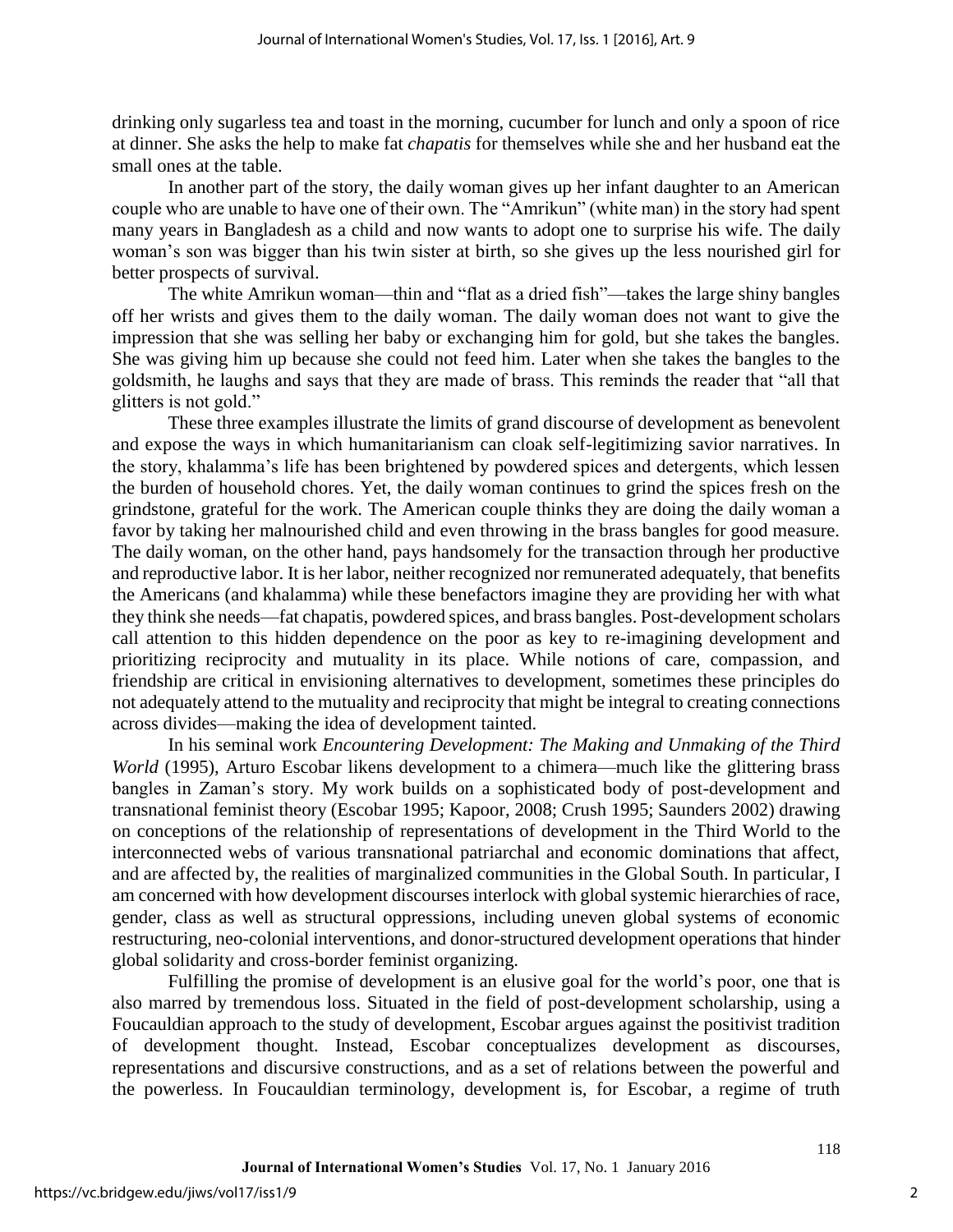drinking only sugarless tea and toast in the morning, cucumber for lunch and only a spoon of rice at dinner. She asks the help to make fat *chapatis* for themselves while she and her husband eat the small ones at the table.

In another part of the story, the daily woman gives up her infant daughter to an American couple who are unable to have one of their own. The "Amrikun" (white man) in the story had spent many years in Bangladesh as a child and now wants to adopt one to surprise his wife. The daily woman's son was bigger than his twin sister at birth, so she gives up the less nourished girl for better prospects of survival.

The white Amrikun woman—thin and "flat as a dried fish"—takes the large shiny bangles off her wrists and gives them to the daily woman. The daily woman does not want to give the impression that she was selling her baby or exchanging him for gold, but she takes the bangles. She was giving him up because she could not feed him. Later when she takes the bangles to the goldsmith, he laughs and says that they are made of brass. This reminds the reader that "all that glitters is not gold."

These three examples illustrate the limits of grand discourse of development as benevolent and expose the ways in which humanitarianism can cloak self-legitimizing savior narratives. In the story, khalamma's life has been brightened by powdered spices and detergents, which lessen the burden of household chores. Yet, the daily woman continues to grind the spices fresh on the grindstone, grateful for the work. The American couple thinks they are doing the daily woman a favor by taking her malnourished child and even throwing in the brass bangles for good measure. The daily woman, on the other hand, pays handsomely for the transaction through her productive and reproductive labor. It is her labor, neither recognized nor remunerated adequately, that benefits the Americans (and khalamma) while these benefactors imagine they are providing her with what they think she needs—fat chapatis, powdered spices, and brass bangles. Post-development scholars call attention to this hidden dependence on the poor as key to re-imagining development and prioritizing reciprocity and mutuality in its place. While notions of care, compassion, and friendship are critical in envisioning alternatives to development, sometimes these principles do not adequately attend to the mutuality and reciprocity that might be integral to creating connections across divides—making the idea of development tainted.

In his seminal work *Encountering Development: The Making and Unmaking of the Third World* (1995), Arturo Escobar likens development to a chimera—much like the glittering brass bangles in Zaman's story. My work builds on a sophisticated body of post-development and transnational feminist theory (Escobar 1995; Kapoor, 2008; Crush 1995; Saunders 2002) drawing on conceptions of the relationship of representations of development in the Third World to the interconnected webs of various transnational patriarchal and economic dominations that affect, and are affected by, the realities of marginalized communities in the Global South. In particular, I am concerned with how development discourses interlock with global systemic hierarchies of race, gender, class as well as structural oppressions, including uneven global systems of economic restructuring, neo-colonial interventions, and donor-structured development operations that hinder global solidarity and cross-border feminist organizing.

Fulfilling the promise of development is an elusive goal for the world's poor, one that is also marred by tremendous loss. Situated in the field of post-development scholarship, using a Foucauldian approach to the study of development, Escobar argues against the positivist tradition of development thought. Instead, Escobar conceptualizes development as discourses, representations and discursive constructions, and as a set of relations between the powerful and the powerless. In Foucauldian terminology, development is, for Escobar, a regime of truth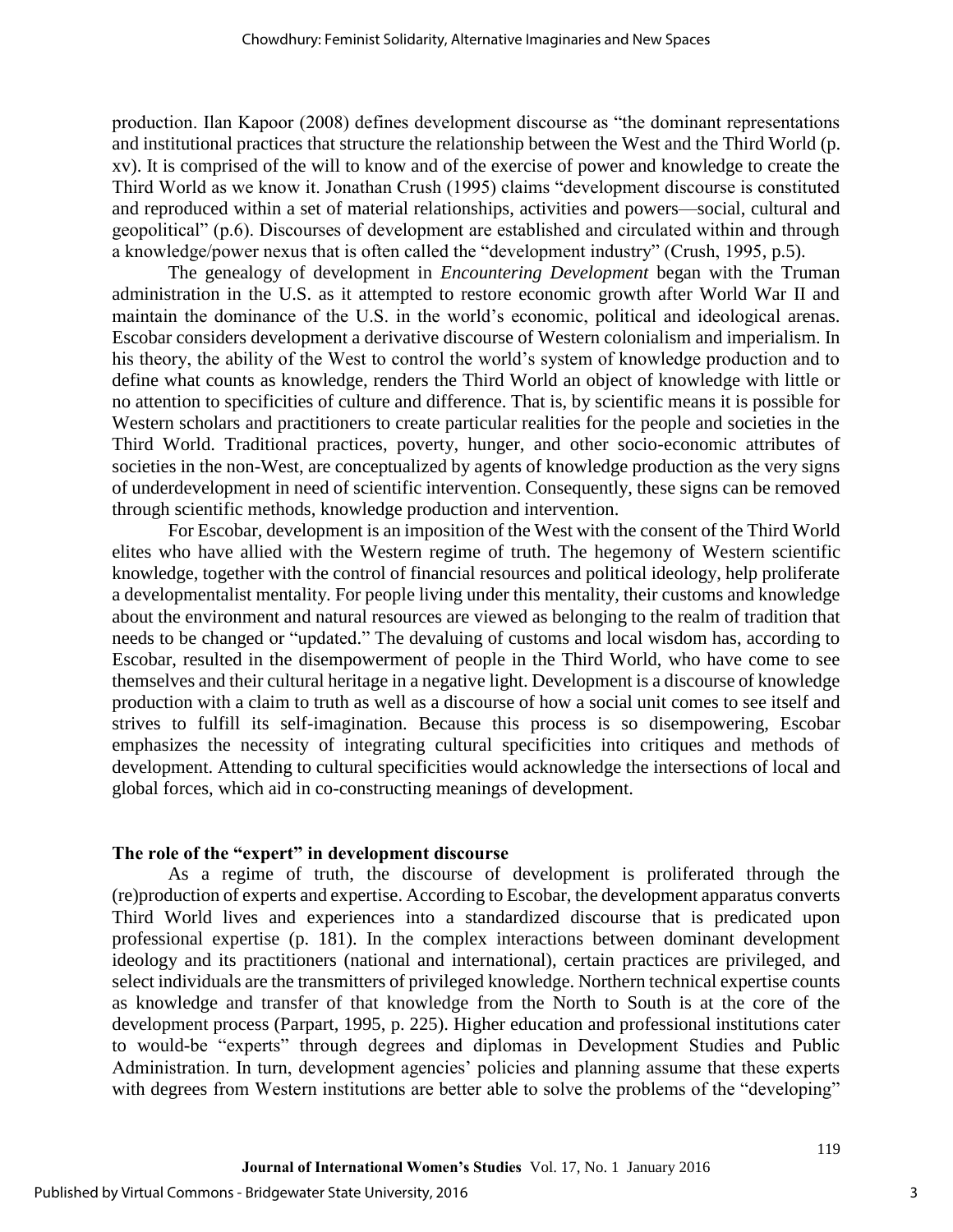production. Ilan Kapoor (2008) defines development discourse as "the dominant representations and institutional practices that structure the relationship between the West and the Third World (p. xv). It is comprised of the will to know and of the exercise of power and knowledge to create the Third World as we know it. Jonathan Crush (1995) claims "development discourse is constituted and reproduced within a set of material relationships, activities and powers—social, cultural and geopolitical" (p.6). Discourses of development are established and circulated within and through a knowledge/power nexus that is often called the "development industry" (Crush, 1995, p.5).

The genealogy of development in *Encountering Development* began with the Truman administration in the U.S. as it attempted to restore economic growth after World War II and maintain the dominance of the U.S. in the world's economic, political and ideological arenas. Escobar considers development a derivative discourse of Western colonialism and imperialism. In his theory, the ability of the West to control the world's system of knowledge production and to define what counts as knowledge, renders the Third World an object of knowledge with little or no attention to specificities of culture and difference. That is, by scientific means it is possible for Western scholars and practitioners to create particular realities for the people and societies in the Third World. Traditional practices, poverty, hunger, and other socio-economic attributes of societies in the non-West, are conceptualized by agents of knowledge production as the very signs of underdevelopment in need of scientific intervention. Consequently, these signs can be removed through scientific methods, knowledge production and intervention.

For Escobar, development is an imposition of the West with the consent of the Third World elites who have allied with the Western regime of truth. The hegemony of Western scientific knowledge, together with the control of financial resources and political ideology, help proliferate a developmentalist mentality. For people living under this mentality, their customs and knowledge about the environment and natural resources are viewed as belonging to the realm of tradition that needs to be changed or "updated." The devaluing of customs and local wisdom has, according to Escobar, resulted in the disempowerment of people in the Third World, who have come to see themselves and their cultural heritage in a negative light. Development is a discourse of knowledge production with a claim to truth as well as a discourse of how a social unit comes to see itself and strives to fulfill its self-imagination. Because this process is so disempowering, Escobar emphasizes the necessity of integrating cultural specificities into critiques and methods of development. Attending to cultural specificities would acknowledge the intersections of local and global forces, which aid in co-constructing meanings of development.

### The role of the "expert" in development discourse

As a regime of truth, the discourse of development is proliferated through the (re)production of experts and expertise. According to Escobar, the development apparatus converts Third World lives and experiences into a standardized discourse that is predicated upon professional expertise (p. 181). In the complex interactions between dominant development ideology and its practitioners (national and international), certain practices are privileged, and select individuals are the transmitters of privileged knowledge. Northern technical expertise counts as knowledge and transfer of that knowledge from the North to South is at the core of the development process (Parpart, 1995, p. 225). Higher education and professional institutions cater to would-be "experts" through degrees and diplomas in Development Studies and Public Administration. In turn, development agencies' policies and planning assume that these experts with degrees from Western institutions are better able to solve the problems of the "developing"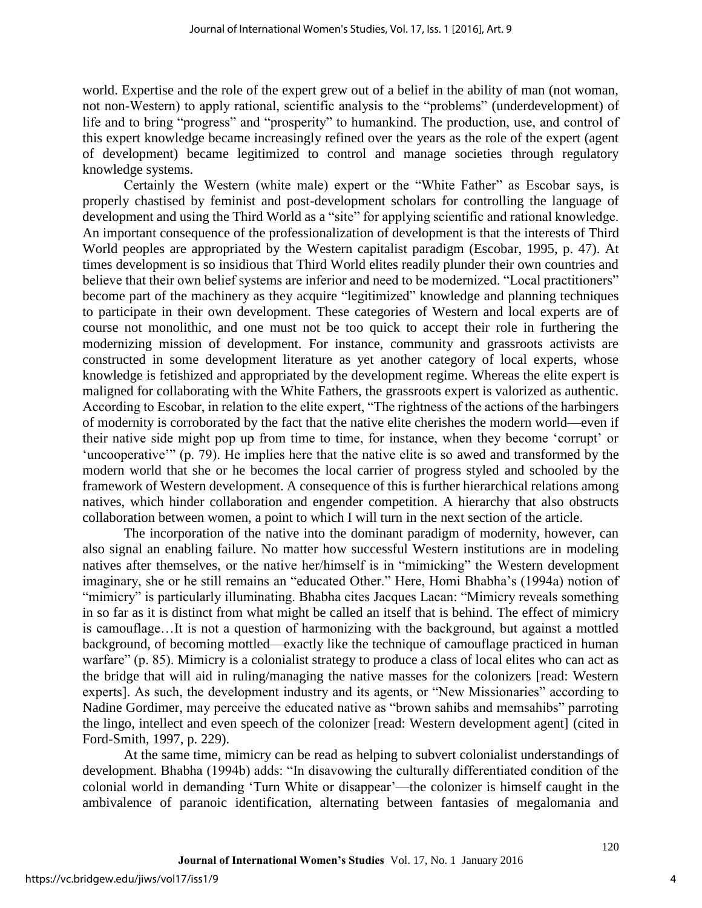world. Expertise and the role of the expert grew out of a belief in the ability of man (not woman, not non-Western) to apply rational, scientific analysis to the "problems" (underdevelopment) of life and to bring "progress" and "prosperity" to humankind. The production, use, and control of this expert knowledge became increasingly refined over the years as the role of the expert (agent of development) became legitimized to control and manage societies through regulatory knowledge systems.

Certainly the Western (white male) expert or the "White Father" as Escobar says, is properly chastised by feminist and post-development scholars for controlling the language of development and using the Third World as a "site" for applying scientific and rational knowledge. An important consequence of the professionalization of development is that the interests of Third World peoples are appropriated by the Western capitalist paradigm (Escobar, 1995, p. 47). At times development is so insidious that Third World elites readily plunder their own countries and believe that their own belief systems are inferior and need to be modernized. "Local practitioners" become part of the machinery as they acquire "legitimized" knowledge and planning techniques to participate in their own development. These categories of Western and local experts are of course not monolithic, and one must not be too quick to accept their role in furthering the modernizing mission of development. For instance, community and grassroots activists are constructed in some development literature as yet another category of local experts, whose knowledge is fetishized and appropriated by the development regime. Whereas the elite expert is maligned for collaborating with the White Fathers, the grassroots expert is valorized as authentic. According to Escobar, in relation to the elite expert, "The rightness of the actions of the harbingers of modernity is corroborated by the fact that the native elite cherishes the modern world—even if their native side might pop up from time to time, for instance, when they become 'corrupt' or 'uncooperative'" (p. 79). He implies here that the native elite is so awed and transformed by the modern world that she or he becomes the local carrier of progress styled and schooled by the framework of Western development. A consequence of this is further hierarchical relations among natives, which hinder collaboration and engender competition. A hierarchy that also obstructs collaboration between women, a point to which I will turn in the next section of the article.

The incorporation of the native into the dominant paradigm of modernity, however, can also signal an enabling failure. No matter how successful Western institutions are in modeling natives after themselves, or the native her/himself is in "mimicking" the Western development imaginary, she or he still remains an "educated Other." Here, Homi Bhabha's (1994a) notion of "mimicry" is particularly illuminating. Bhabha cites Jacques Lacan: "Mimicry reveals something in so far as it is distinct from what might be called an itself that is behind. The effect of mimicry is camouflage…It is not a question of harmonizing with the background, but against a mottled background, of becoming mottled—exactly like the technique of camouflage practiced in human warfare" (p. 85). Mimicry is a colonialist strategy to produce a class of local elites who can act as the bridge that will aid in ruling/managing the native masses for the colonizers [read: Western experts]. As such, the development industry and its agents, or "New Missionaries" according to Nadine Gordimer, may perceive the educated native as "brown sahibs and memsahibs" parroting the lingo, intellect and even speech of the colonizer [read: Western development agent] (cited in Ford-Smith, 1997, p. 229).

At the same time, mimicry can be read as helping to subvert colonialist understandings of development. Bhabha (1994b) adds: "In disavowing the culturally differentiated condition of the colonial world in demanding 'Turn White or disappear'—the colonizer is himself caught in the ambivalence of paranoic identification, alternating between fantasies of megalomania and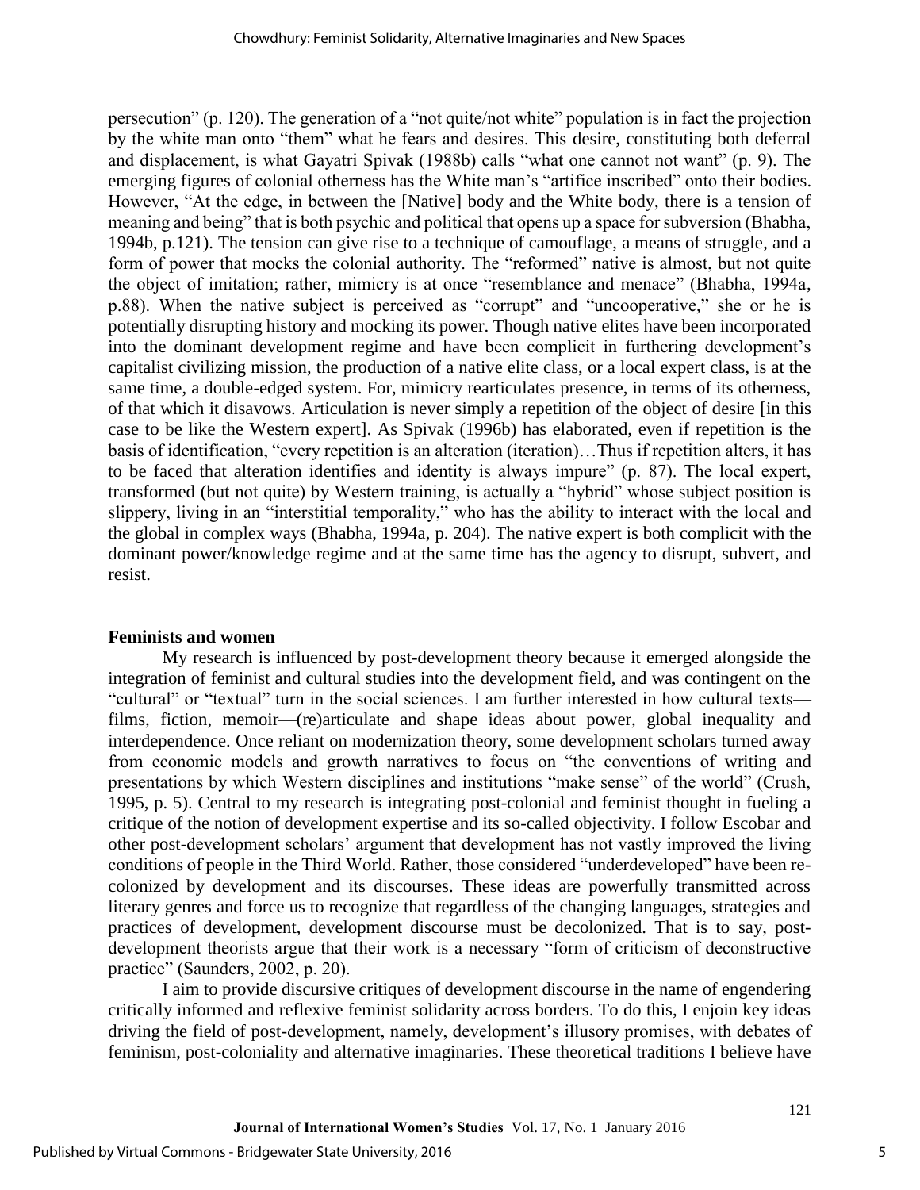persecution" (p. 120). The generation of a "not quite/not white" population is in fact the projection by the white man onto "them" what he fears and desires. This desire, constituting both deferral and displacement, is what Gayatri Spivak (1988b) calls "what one cannot not want" (p. 9). The emerging figures of colonial otherness has the White man's "artifice inscribed" onto their bodies. However, "At the edge, in between the [Native] body and the White body, there is a tension of meaning and being" that is both psychic and political that opens up a space for subversion (Bhabha, 1994b, p.121). The tension can give rise to a technique of camouflage, a means of struggle, and a form of power that mocks the colonial authority. The "reformed" native is almost, but not quite the object of imitation; rather, mimicry is at once "resemblance and menace" (Bhabha, 1994a, p.88). When the native subject is perceived as "corrupt" and "uncooperative," she or he is potentially disrupting history and mocking its power. Though native elites have been incorporated into the dominant development regime and have been complicit in furthering development's capitalist civilizing mission, the production of a native elite class, or a local expert class, is at the same time, a double-edged system. For, mimicry rearticulates presence, in terms of its otherness, of that which it disavows. Articulation is never simply a repetition of the object of desire [in this case to be like the Western expert]. As Spivak (1996b) has elaborated, even if repetition is the basis of identification, "every repetition is an alteration (iteration)…Thus if repetition alters, it has to be faced that alteration identifies and identity is always impure" (p. 87). The local expert, transformed (but not quite) by Western training, is actually a "hybrid" whose subject position is slippery, living in an "interstitial temporality," who has the ability to interact with the local and the global in complex ways (Bhabha, 1994a, p. 204). The native expert is both complicit with the dominant power/knowledge regime and at the same time has the agency to disrupt, subvert, and resist.

## Feminists and women

My research is influenced by post-development theory because it emerged alongside the integration of feminist and cultural studies into the development field, and was contingent on the "cultural" or "textual" turn in the social sciences. I am further interested in how cultural texts—films, fiction, memoir—(re)articulate and shape ideas about power, global inequality and interdependence. Once reliant on modernization theory, some development scholars turned away from economic models and growth narratives to focus on "the conventions of writing and presentations by which Western disciplines and institutions "make sense" of the world" (Crush, 1995, p. 5). Central to my research is integrating post-colonial and feminist thought in fueling a critique of the notion of development expertise and its so-called objectivity. I follow Escobar and other post-development scholars' argument that development has not vastly improved the living conditions of people in the Third World. Rather, those considered "underdeveloped" have been re-colonized by development and its discourses. These ideas are powerfully transmitted across literary genres and force us to recognize that regardless of the changing languages, strategies and practices of development, development discourse must be decolonized. That is to say, post-development theorists argue that their work is a necessary "form of criticism of deconstructive practice" (Saunders, 2002, p. 20).

I aim to provide discursive critiques of development discourse in the name of engendering critically informed and reflexive feminist solidarity across borders. To do this, I enjoin key ideas driving the field of post-development, namely, development's illusory promises, with debates of feminism, post-coloniality and alternative imaginaries. These theoretical traditions I believe have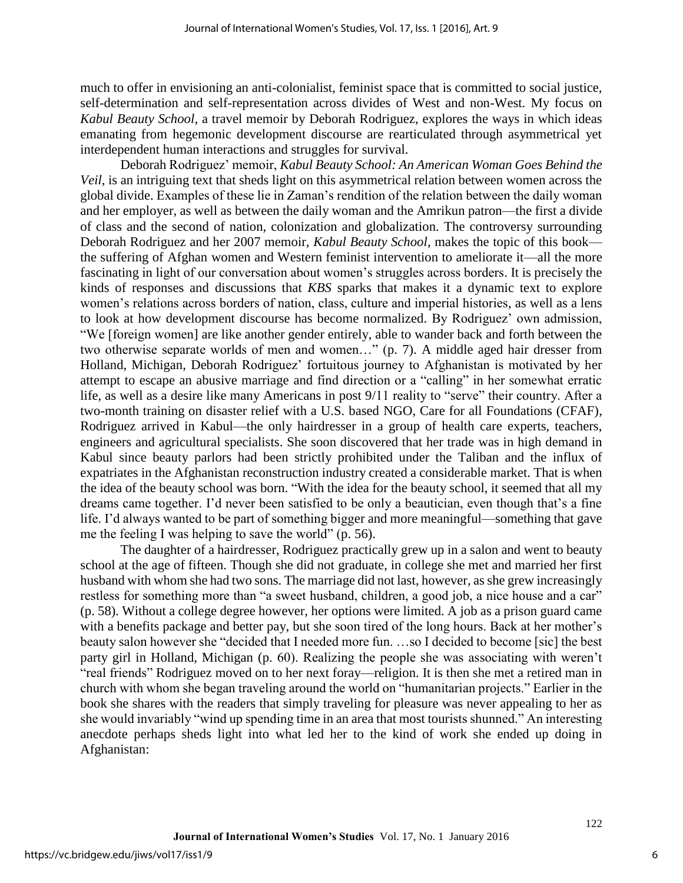much to offer in envisioning an anti-colonialist, feminist space that is committed to social justice, self-determination and self-representation across divides of West and non-West. My focus on *Kabul Beauty School*, a travel memoir by Deborah Rodriguez, explores the ways in which ideas emanating from hegemonic development discourse are rearticulated through asymmetrical yet interdependent human interactions and struggles for survival.

Deborah Rodriguez' memoir, *Kabul Beauty School: An American Woman Goes Behind the Veil,* is an intriguing text that sheds light on this asymmetrical relation between women across the global divide. Examples of these lie in Zaman's rendition of the relation between the daily woman and her employer, as well as between the daily woman and the Amrikun patron—the first a divide of class and the second of nation, colonization and globalization. The controversy surrounding Deborah Rodriguez and her 2007 memoir, *Kabul Beauty School*, makes the topic of this book—the suffering of Afghan women and Western feminist intervention to ameliorate it—all the more fascinating in light of our conversation about women's struggles across borders. It is precisely the kinds of responses and discussions that *KBS* sparks that makes it a dynamic text to explore women's relations across borders of nation, class, culture and imperial histories, as well as a lens to look at how development discourse has become normalized. By Rodriguez' own admission, "We [foreign women] are like another gender entirely, able to wander back and forth between the two otherwise separate worlds of men and women…" (p. 7). A middle aged hair dresser from Holland, Michigan, Deborah Rodriguez' fortuitous journey to Afghanistan is motivated by her attempt to escape an abusive marriage and find direction or a "calling" in her somewhat erratic life, as well as a desire like many Americans in post 9/11 reality to "serve" their country. After a two-month training on disaster relief with a U.S. based NGO, Care for all Foundations (CFAF), Rodriguez arrived in Kabul—the only hairdresser in a group of health care experts, teachers, engineers and agricultural specialists. She soon discovered that her trade was in high demand in Kabul since beauty parlors had been strictly prohibited under the Taliban and the influx of expatriates in the Afghanistan reconstruction industry created a considerable market. That is when the idea of the beauty school was born. "With the idea for the beauty school, it seemed that all my dreams came together. I'd never been satisfied to be only a beautician, even though that's a fine life. I'd always wanted to be part of something bigger and more meaningful—something that gave me the feeling I was helping to save the world" (p. 56).

The daughter of a hairdresser, Rodriguez practically grew up in a salon and went to beauty school at the age of fifteen. Though she did not graduate, in college she met and married her first husband with whom she had two sons. The marriage did not last, however, as she grew increasingly restless for something more than "a sweet husband, children, a good job, a nice house and a car" (p. 58). Without a college degree however, her options were limited. A job as a prison guard came with a benefits package and better pay, but she soon tired of the long hours. Back at her mother's beauty salon however she "decided that I needed more fun. …so I decided to become [sic] the best party girl in Holland, Michigan (p. 60). Realizing the people she was associating with weren't "real friends" Rodriguez moved on to her next foray—religion. It is then she met a retired man in church with whom she began traveling around the world on "humanitarian projects." Earlier in the book she shares with the readers that simply traveling for pleasure was never appealing to her as she would invariably "wind up spending time in an area that most tourists shunned." An interesting anecdote perhaps sheds light into what led her to the kind of work she ended up doing in Afghanistan: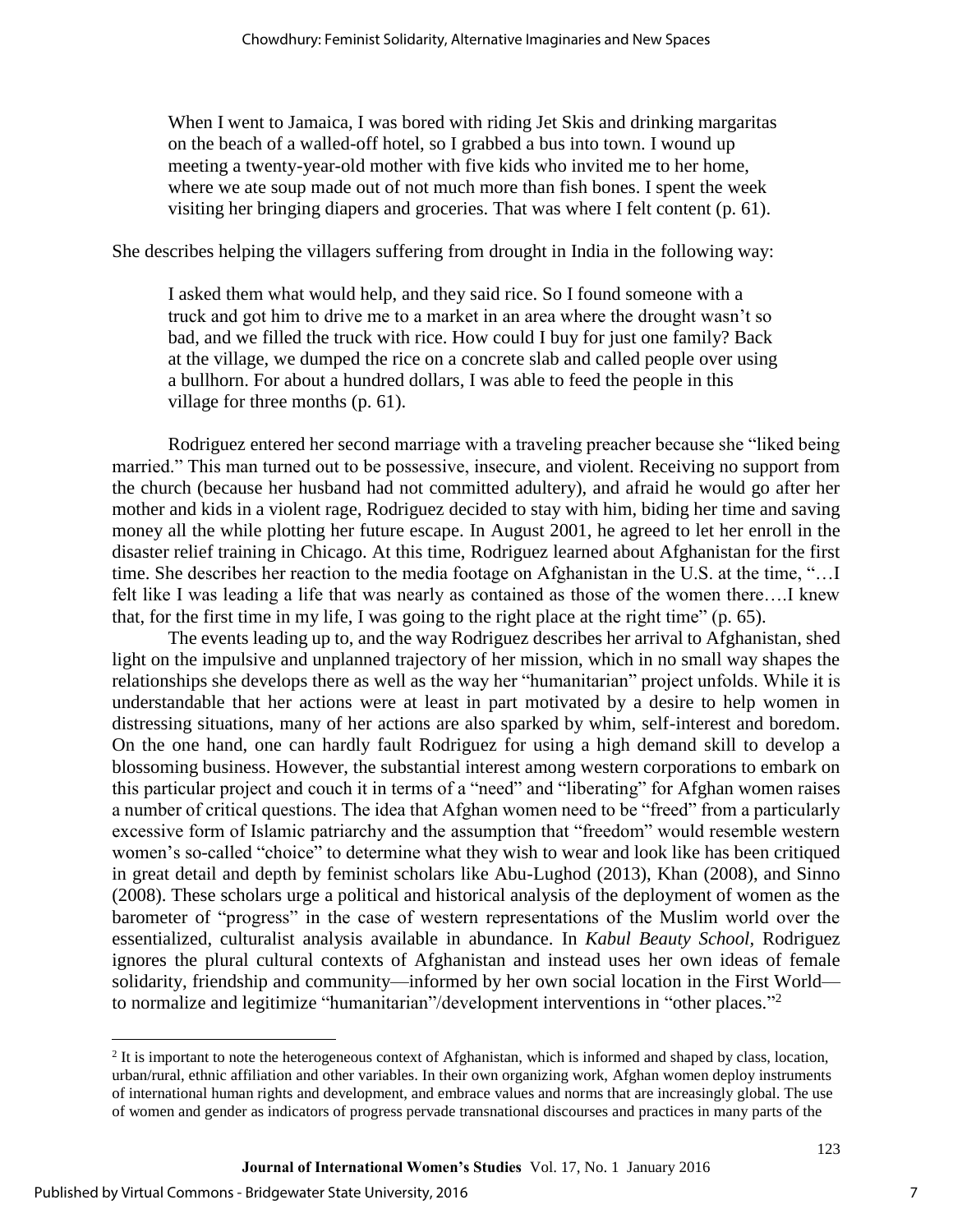> When I went to Jamaica, I was bored with riding Jet Skis and drinking margaritas on the beach of a walled-off hotel, so I grabbed a bus into town. I wound up meeting a twenty-year-old mother with five kids who invited me to her home, where we ate soup made out of not much more than fish bones. I spent the week visiting her bringing diapers and groceries. That was where I felt content (p. 61).

She describes helping the villagers suffering from drought in India in the following way:

> I asked them what would help, and they said rice. So I found someone with a truck and got him to drive me to a market in an area where the drought wasn't so bad, and we filled the truck with rice. How could I buy for just one family? Back at the village, we dumped the rice on a concrete slab and called people over using a bullhorn. For about a hundred dollars, I was able to feed the people in this village for three months (p. 61).

Rodriguez entered her second marriage with a traveling preacher because she "liked being married." This man turned out to be possessive, insecure, and violent. Receiving no support from the church (because her husband had not committed adultery), and afraid he would go after her mother and kids in a violent rage, Rodriguez decided to stay with him, biding her time and saving money all the while plotting her future escape. In August 2001, he agreed to let her enroll in the disaster relief training in Chicago. At this time, Rodriguez learned about Afghanistan for the first time. She describes her reaction to the media footage on Afghanistan in the U.S. at the time, "…I felt like I was leading a life that was nearly as contained as those of the women there….I knew that, for the first time in my life, I was going to the right place at the right time" (p. 65).

The events leading up to, and the way Rodriguez describes her arrival to Afghanistan, shed light on the impulsive and unplanned trajectory of her mission, which in no small way shapes the relationships she develops there as well as the way her "humanitarian" project unfolds. While it is understandable that her actions were at least in part motivated by a desire to help women in distressing situations, many of her actions are also sparked by whim, self-interest and boredom. On the one hand, one can hardly fault Rodriguez for using a high demand skill to develop a blossoming business. However, the substantial interest among western corporations to embark on this particular project and couch it in terms of a "need" and "liberating" for Afghan women raises a number of critical questions. The idea that Afghan women need to be "freed" from a particularly excessive form of Islamic patriarchy and the assumption that "freedom" would resemble western women's so-called "choice" to determine what they wish to wear and look like has been critiqued in great detail and depth by feminist scholars like Abu-Lughod (2013), Khan (2008), and Sinno (2008). These scholars urge a political and historical analysis of the deployment of women as the barometer of "progress" in the case of western representations of the Muslim world over the essentialized, culturalist analysis available in abundance. In *Kabul Beauty School*, Rodriguez ignores the plural cultural contexts of Afghanistan and instead uses her own ideas of female solidarity, friendship and community—informed by her own social location in the First World—to normalize and legitimize "humanitarian"/development interventions in "other places."[2]

[2] It is important to note the heterogeneous context of Afghanistan, which is informed and shaped by class, location, urban/rural, ethnic affiliation and other variables. In their own organizing work, Afghan women deploy instruments of international human rights and development, and embrace values and norms that are increasingly global. The use of women and gender as indicators of progress pervade transnational discourses and practices in many parts of the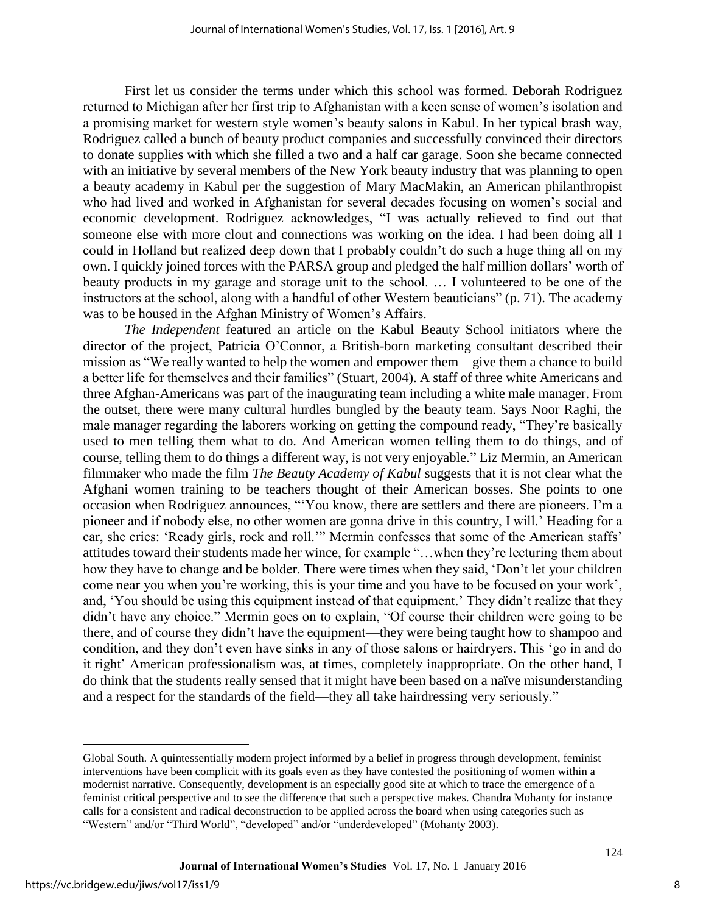First let us consider the terms under which this school was formed. Deborah Rodriguez returned to Michigan after her first trip to Afghanistan with a keen sense of women's isolation and a promising market for western style women's beauty salons in Kabul. In her typical brash way, Rodriguez called a bunch of beauty product companies and successfully convinced their directors to donate supplies with which she filled a two and a half car garage. Soon she became connected with an initiative by several members of the New York beauty industry that was planning to open a beauty academy in Kabul per the suggestion of Mary MacMakin, an American philanthropist who had lived and worked in Afghanistan for several decades focusing on women's social and economic development. Rodriguez acknowledges, "I was actually relieved to find out that someone else with more clout and connections was working on the idea. I had been doing all I could in Holland but realized deep down that I probably couldn't do such a huge thing all on my own. I quickly joined forces with the PARSA group and pledged the half million dollars' worth of beauty products in my garage and storage unit to the school. … I volunteered to be one of the instructors at the school, along with a handful of other Western beauticians" (p. 71). The academy was to be housed in the Afghan Ministry of Women's Affairs.

*The Independent* featured an article on the Kabul Beauty School initiators where the director of the project, Patricia O'Connor, a British-born marketing consultant described their mission as "We really wanted to help the women and empower them—give them a chance to build a better life for themselves and their families" (Stuart, 2004). A staff of three white Americans and three Afghan-Americans was part of the inaugurating team including a white male manager. From the outset, there were many cultural hurdles bungled by the beauty team. Says Noor Raghi, the male manager regarding the laborers working on getting the compound ready, "They're basically used to men telling them what to do. And American women telling them to do things, and of course, telling them to do things a different way, is not very enjoyable." Liz Mermin, an American filmmaker who made the film *The Beauty Academy of Kabul* suggests that it is not clear what the Afghani women training to be teachers thought of their American bosses. She points to one occasion when Rodriguez announces, "'You know, there are settlers and there are pioneers. I'm a pioneer and if nobody else, no other women are gonna drive in this country, I will.' Heading for a car, she cries: 'Ready girls, rock and roll.'" Mermin confesses that some of the American staffs' attitudes toward their students made her wince, for example "…when they're lecturing them about how they have to change and be bolder. There were times when they said, 'Don't let your children come near you when you're working, this is your time and you have to be focused on your work', and, 'You should be using this equipment instead of that equipment.' They didn't realize that they didn't have any choice." Mermin goes on to explain, "Of course their children were going to be there, and of course they didn't have the equipment—they were being taught how to shampoo and condition, and they don't even have sinks in any of those salons or hairdryers. This 'go in and do it right' American professionalism was, at times, completely inappropriate. On the other hand, I do think that the students really sensed that it might have been based on a naïve misunderstanding and a respect for the standards of the field—they all take hairdressing very seriously."

---

Global South. A quintessentially modern project informed by a belief in progress through development, feminist interventions have been complicit with its goals even as they have contested the positioning of women within a modernist narrative. Consequently, development is an especially good site at which to trace the emergence of a feminist critical perspective and to see the difference that such a perspective makes. Chandra Mohanty for instance calls for a consistent and radical deconstruction to be applied across the board when using categories such as "Western" and/or "Third World", "developed" and/or "underdeveloped" (Mohanty 2003).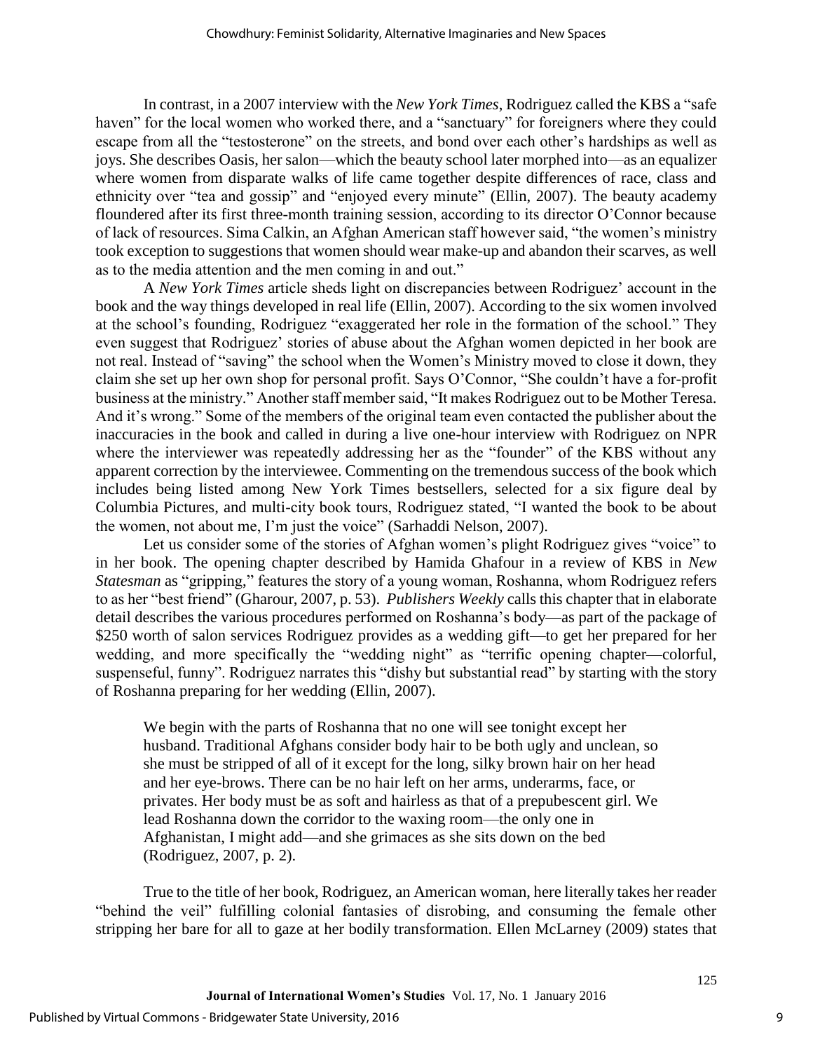In contrast, in a 2007 interview with the *New York Times*, Rodriguez called the KBS a "safe haven" for the local women who worked there, and a "sanctuary" for foreigners where they could escape from all the "testosterone" on the streets, and bond over each other's hardships as well as joys. She describes Oasis, her salon—which the beauty school later morphed into—as an equalizer where women from disparate walks of life came together despite differences of race, class and ethnicity over "tea and gossip" and "enjoyed every minute" (Ellin, 2007). The beauty academy floundered after its first three-month training session, according to its director O'Connor because of lack of resources. Sima Calkin, an Afghan American staff however said, "the women's ministry took exception to suggestions that women should wear make-up and abandon their scarves, as well as to the media attention and the men coming in and out."

A *New York Times* article sheds light on discrepancies between Rodriguez' account in the book and the way things developed in real life (Ellin, 2007). According to the six women involved at the school's founding, Rodriguez "exaggerated her role in the formation of the school." They even suggest that Rodriguez' stories of abuse about the Afghan women depicted in her book are not real. Instead of "saving" the school when the Women's Ministry moved to close it down, they claim she set up her own shop for personal profit. Says O'Connor, "She couldn't have a for-profit business at the ministry." Another staff member said, "It makes Rodriguez out to be Mother Teresa. And it's wrong." Some of the members of the original team even contacted the publisher about the inaccuracies in the book and called in during a live one-hour interview with Rodriguez on NPR where the interviewer was repeatedly addressing her as the "founder" of the KBS without any apparent correction by the interviewee. Commenting on the tremendous success of the book which includes being listed among New York Times bestsellers, selected for a six figure deal by Columbia Pictures, and multi-city book tours, Rodriguez stated, "I wanted the book to be about the women, not about me, I'm just the voice" (Sarhaddi Nelson, 2007).

Let us consider some of the stories of Afghan women's plight Rodriguez gives "voice" to in her book. The opening chapter described by Hamida Ghafour in a review of KBS in *New Statesman* as "gripping," features the story of a young woman, Roshanna, whom Rodriguez refers to as her "best friend" (Gharour, 2007, p. 53). *Publishers Weekly* calls this chapter that in elaborate detail describes the various procedures performed on Roshanna's body—as part of the package of $250 worth of salon services Rodriguez provides as a wedding gift—to get her prepared for her wedding, and more specifically the "wedding night" as "terrific opening chapter—colorful, suspenseful, funny". Rodriguez narrates this "dishy but substantial read" by starting with the story of Roshanna preparing for her wedding (Ellin, 2007).

> We begin with the parts of Roshanna that no one will see tonight except her husband. Traditional Afghans consider body hair to be both ugly and unclean, so she must be stripped of all of it except for the long, silky brown hair on her head and her eye-brows. There can be no hair left on her arms, underarms, face, or privates. Her body must be as soft and hairless as that of a prepubescent girl. We lead Roshanna down the corridor to the waxing room—the only one in Afghanistan, I might add—and she grimaces as she sits down on the bed (Rodriguez, 2007, p. 2).

True to the title of her book, Rodriguez, an American woman, here literally takes her reader "behind the veil" fulfilling colonial fantasies of disrobing, and consuming the female other stripping her bare for all to gaze at her bodily transformation. Ellen McLarney (2009) states that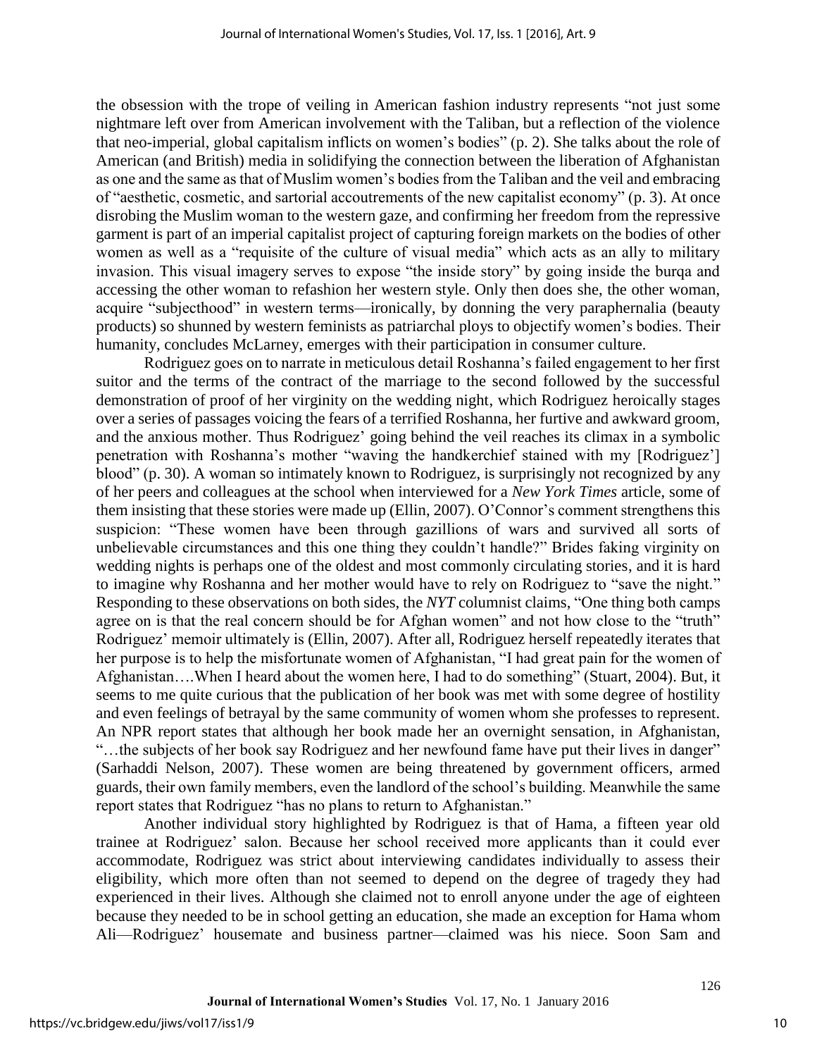the obsession with the trope of veiling in American fashion industry represents "not just some nightmare left over from American involvement with the Taliban, but a reflection of the violence that neo-imperial, global capitalism inflicts on women's bodies" (p. 2). She talks about the role of American (and British) media in solidifying the connection between the liberation of Afghanistan as one and the same as that of Muslim women's bodies from the Taliban and the veil and embracing of "aesthetic, cosmetic, and sartorial accoutrements of the new capitalist economy" (p. 3). At once disrobing the Muslim woman to the western gaze, and confirming her freedom from the repressive garment is part of an imperial capitalist project of capturing foreign markets on the bodies of other women as well as a "requisite of the culture of visual media" which acts as an ally to military invasion. This visual imagery serves to expose "the inside story" by going inside the burqa and accessing the other woman to refashion her western style. Only then does she, the other woman, acquire "subjecthood" in western terms—ironically, by donning the very paraphernalia (beauty products) so shunned by western feminists as patriarchal ploys to objectify women's bodies. Their humanity, concludes McLarney, emerges with their participation in consumer culture.

Rodriguez goes on to narrate in meticulous detail Roshanna's failed engagement to her first suitor and the terms of the contract of the marriage to the second followed by the successful demonstration of proof of her virginity on the wedding night, which Rodriguez heroically stages over a series of passages voicing the fears of a terrified Roshanna, her furtive and awkward groom, and the anxious mother. Thus Rodriguez' going behind the veil reaches its climax in a symbolic penetration with Roshanna's mother "waving the handkerchief stained with my [Rodriguez'] blood" (p. 30). A woman so intimately known to Rodriguez, is surprisingly not recognized by any of her peers and colleagues at the school when interviewed for a *New York Times* article, some of them insisting that these stories were made up (Ellin, 2007). O'Connor's comment strengthens this suspicion: "These women have been through gazillions of wars and survived all sorts of unbelievable circumstances and this one thing they couldn't handle?" Brides faking virginity on wedding nights is perhaps one of the oldest and most commonly circulating stories, and it is hard to imagine why Roshanna and her mother would have to rely on Rodriguez to "save the night." Responding to these observations on both sides, the *NYT* columnist claims, "One thing both camps agree on is that the real concern should be for Afghan women" and not how close to the "truth" Rodriguez' memoir ultimately is (Ellin, 2007). After all, Rodriguez herself repeatedly iterates that her purpose is to help the misfortunate women of Afghanistan, "I had great pain for the women of Afghanistan….When I heard about the women here, I had to do something" (Stuart, 2004). But, it seems to me quite curious that the publication of her book was met with some degree of hostility and even feelings of betrayal by the same community of women whom she professes to represent. An NPR report states that although her book made her an overnight sensation, in Afghanistan, "…the subjects of her book say Rodriguez and her newfound fame have put their lives in danger" (Sarhaddi Nelson, 2007). These women are being threatened by government officers, armed guards, their own family members, even the landlord of the school's building. Meanwhile the same report states that Rodriguez "has no plans to return to Afghanistan."

Another individual story highlighted by Rodriguez is that of Hama, a fifteen year old trainee at Rodriguez' salon. Because her school received more applicants than it could ever accommodate, Rodriguez was strict about interviewing candidates individually to assess their eligibility, which more often than not seemed to depend on the degree of tragedy they had experienced in their lives. Although she claimed not to enroll anyone under the age of eighteen because they needed to be in school getting an education, she made an exception for Hama whom Ali—Rodriguez' housemate and business partner—claimed was his niece. Soon Sam and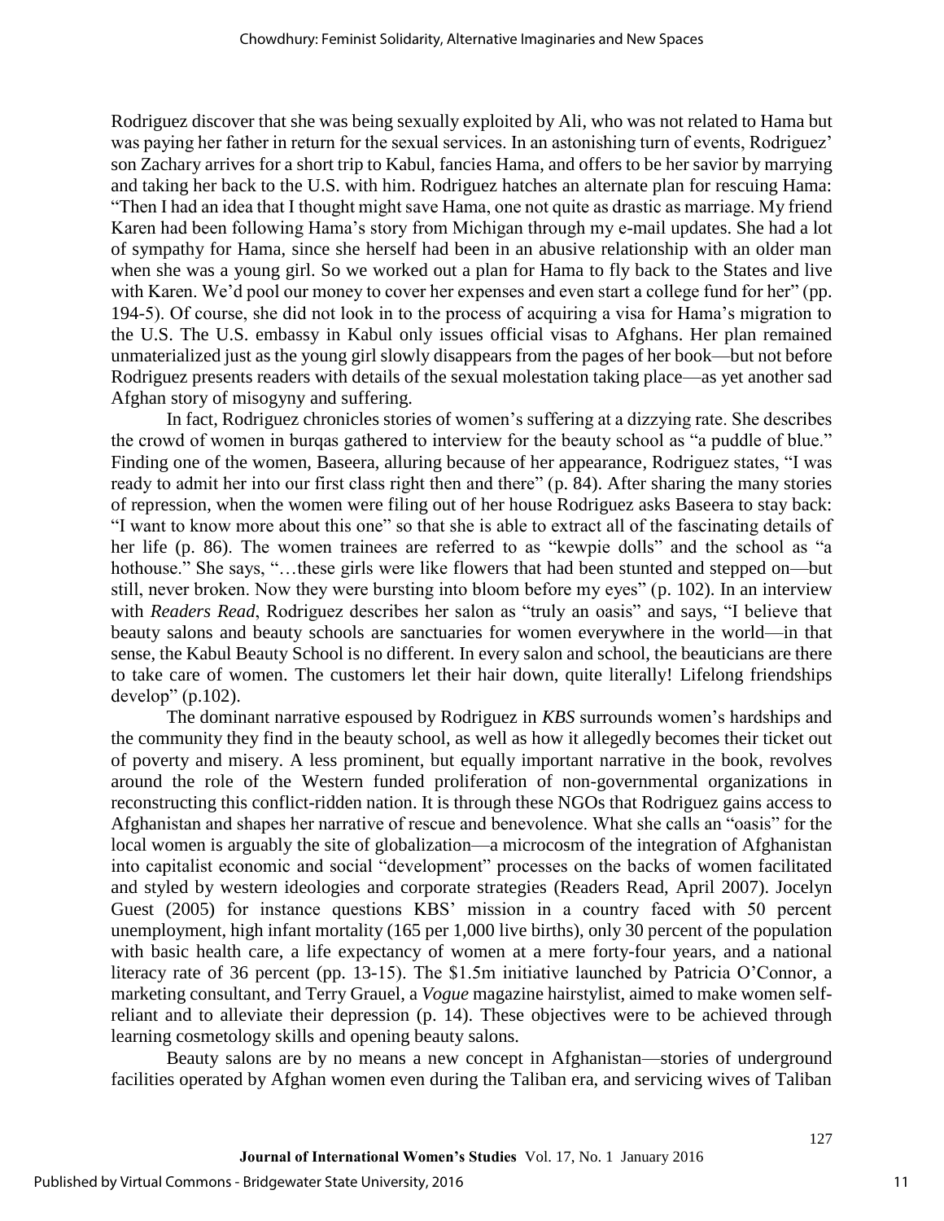Rodriguez discover that she was being sexually exploited by Ali, who was not related to Hama but was paying her father in return for the sexual services. In an astonishing turn of events, Rodriguez' son Zachary arrives for a short trip to Kabul, fancies Hama, and offers to be her savior by marrying and taking her back to the U.S. with him. Rodriguez hatches an alternate plan for rescuing Hama: "Then I had an idea that I thought might save Hama, one not quite as drastic as marriage. My friend Karen had been following Hama's story from Michigan through my e-mail updates. She had a lot of sympathy for Hama, since she herself had been in an abusive relationship with an older man when she was a young girl. So we worked out a plan for Hama to fly back to the States and live with Karen. We'd pool our money to cover her expenses and even start a college fund for her" (pp. 194-5). Of course, she did not look in to the process of acquiring a visa for Hama's migration to the U.S. The U.S. embassy in Kabul only issues official visas to Afghans. Her plan remained unmaterialized just as the young girl slowly disappears from the pages of her book—but not before Rodriguez presents readers with details of the sexual molestation taking place—as yet another sad Afghan story of misogyny and suffering.

In fact, Rodriguez chronicles stories of women's suffering at a dizzying rate. She describes the crowd of women in burqas gathered to interview for the beauty school as "a puddle of blue." Finding one of the women, Baseera, alluring because of her appearance, Rodriguez states, "I was ready to admit her into our first class right then and there" (p. 84). After sharing the many stories of repression, when the women were filing out of her house Rodriguez asks Baseera to stay back: "I want to know more about this one" so that she is able to extract all of the fascinating details of her life (p. 86). The women trainees are referred to as "kewpie dolls" and the school as "a hothouse." She says, "…these girls were like flowers that had been stunted and stepped on—but still, never broken. Now they were bursting into bloom before my eyes" (p. 102). In an interview with *Readers Read*, Rodriguez describes her salon as "truly an oasis" and says, "I believe that beauty salons and beauty schools are sanctuaries for women everywhere in the world—in that sense, the Kabul Beauty School is no different. In every salon and school, the beauticians are there to take care of women. The customers let their hair down, quite literally! Lifelong friendships develop" (p.102).

The dominant narrative espoused by Rodriguez in *KBS* surrounds women's hardships and the community they find in the beauty school, as well as how it allegedly becomes their ticket out of poverty and misery. A less prominent, but equally important narrative in the book, revolves around the role of the Western funded proliferation of non-governmental organizations in reconstructing this conflict-ridden nation. It is through these NGOs that Rodriguez gains access to Afghanistan and shapes her narrative of rescue and benevolence. What she calls an "oasis" for the local women is arguably the site of globalization—a microcosm of the integration of Afghanistan into capitalist economic and social "development" processes on the backs of women facilitated and styled by western ideologies and corporate strategies (Readers Read, April 2007). Jocelyn Guest (2005) for instance questions KBS' mission in a country faced with 50 percent unemployment, high infant mortality (165 per 1,000 live births), only 30 percent of the population with basic health care, a life expectancy of women at a mere forty-four years, and a national literacy rate of 36 percent (pp. 13-15). The $1.5m initiative launched by Patricia O'Connor, a marketing consultant, and Terry Grauel, a *Vogue* magazine hairstylist, aimed to make women self-reliant and to alleviate their depression (p. 14). These objectives were to be achieved through learning cosmetology skills and opening beauty salons.

Beauty salons are by no means a new concept in Afghanistan—stories of underground facilities operated by Afghan women even during the Taliban era, and servicing wives of Taliban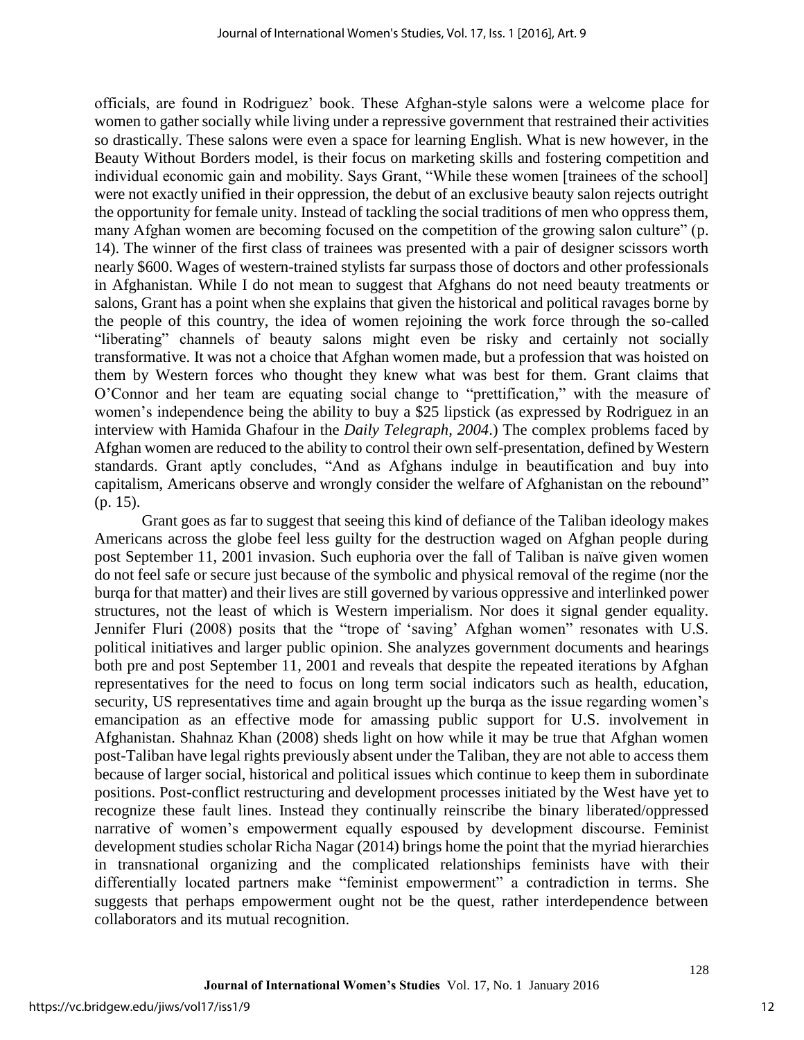officials, are found in Rodriguez' book. These Afghan-style salons were a welcome place for women to gather socially while living under a repressive government that restrained their activities so drastically. These salons were even a space for learning English. What is new however, in the Beauty Without Borders model, is their focus on marketing skills and fostering competition and individual economic gain and mobility. Says Grant, "While these women [trainees of the school] were not exactly unified in their oppression, the debut of an exclusive beauty salon rejects outright the opportunity for female unity. Instead of tackling the social traditions of men who oppress them, many Afghan women are becoming focused on the competition of the growing salon culture" (p. 14). The winner of the first class of trainees was presented with a pair of designer scissors worth nearly $600. Wages of western-trained stylists far surpass those of doctors and other professionals in Afghanistan. While I do not mean to suggest that Afghans do not need beauty treatments or salons, Grant has a point when she explains that given the historical and political ravages borne by the people of this country, the idea of women rejoining the work force through the so-called "liberating" channels of beauty salons might even be risky and certainly not socially transformative. It was not a choice that Afghan women made, but a profession that was hoisted on them by Western forces who thought they knew what was best for them. Grant claims that O'Connor and her team are equating social change to "prettification," with the measure of women's independence being the ability to buy a $25 lipstick (as expressed by Rodriguez in an interview with Hamida Ghafour in the *Daily Telegraph, 2004*.) The complex problems faced by Afghan women are reduced to the ability to control their own self-presentation, defined by Western standards. Grant aptly concludes, "And as Afghans indulge in beautification and buy into capitalism, Americans observe and wrongly consider the welfare of Afghanistan on the rebound" (p. 15).

Grant goes as far to suggest that seeing this kind of defiance of the Taliban ideology makes Americans across the globe feel less guilty for the destruction waged on Afghan people during post September 11, 2001 invasion. Such euphoria over the fall of Taliban is naïve given women do not feel safe or secure just because of the symbolic and physical removal of the regime (nor the burqa for that matter) and their lives are still governed by various oppressive and interlinked power structures, not the least of which is Western imperialism. Nor does it signal gender equality. Jennifer Fluri (2008) posits that the "trope of 'saving' Afghan women" resonates with U.S. political initiatives and larger public opinion. She analyzes government documents and hearings both pre and post September 11, 2001 and reveals that despite the repeated iterations by Afghan representatives for the need to focus on long term social indicators such as health, education, security, US representatives time and again brought up the burqa as the issue regarding women's emancipation as an effective mode for amassing public support for U.S. involvement in Afghanistan. Shahnaz Khan (2008) sheds light on how while it may be true that Afghan women post-Taliban have legal rights previously absent under the Taliban, they are not able to access them because of larger social, historical and political issues which continue to keep them in subordinate positions. Post-conflict restructuring and development processes initiated by the West have yet to recognize these fault lines. Instead they continually reinscribe the binary liberated/oppressed narrative of women's empowerment equally espoused by development discourse. Feminist development studies scholar Richa Nagar (2014) brings home the point that the myriad hierarchies in transnational organizing and the complicated relationships feminists have with their differentially located partners make "feminist empowerment" a contradiction in terms. She suggests that perhaps empowerment ought not be the quest, rather interdependence between collaborators and its mutual recognition.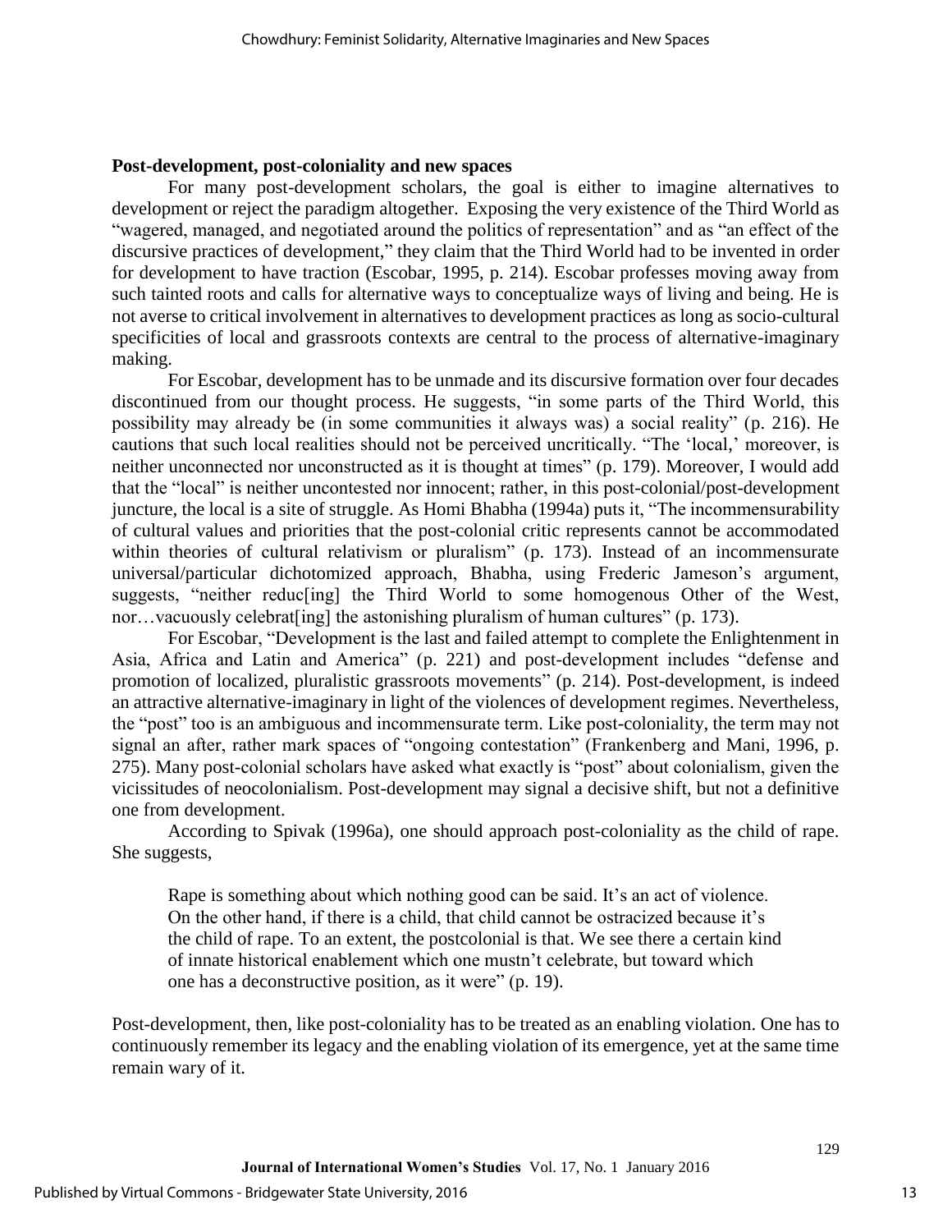**Post-development, post-coloniality and new spaces**

For many post-development scholars, the goal is either to imagine alternatives to development or reject the paradigm altogether. Exposing the very existence of the Third World as "wagered, managed, and negotiated around the politics of representation" and as "an effect of the discursive practices of development," they claim that the Third World had to be invented in order for development to have traction (Escobar, 1995, p. 214). Escobar professes moving away from such tainted roots and calls for alternative ways to conceptualize ways of living and being. He is not averse to critical involvement in alternatives to development practices as long as socio-cultural specificities of local and grassroots contexts are central to the process of alternative-imaginary making.

For Escobar, development has to be unmade and its discursive formation over four decades discontinued from our thought process. He suggests, "in some parts of the Third World, this possibility may already be (in some communities it always was) a social reality" (p. 216). He cautions that such local realities should not be perceived uncritically. "The 'local,' moreover, is neither unconnected nor unconstructed as it is thought at times" (p. 179). Moreover, I would add that the "local" is neither uncontested nor innocent; rather, in this post-colonial/post-development juncture, the local is a site of struggle. As Homi Bhabha (1994a) puts it, "The incommensurability of cultural values and priorities that the post-colonial critic represents cannot be accommodated within theories of cultural relativism or pluralism" (p. 173). Instead of an incommensurate universal/particular dichotomized approach, Bhabha, using Frederic Jameson's argument, suggests, "neither reduc[ing] the Third World to some homogenous Other of the West, nor…vacuously celebrat[ing] the astonishing pluralism of human cultures" (p. 173).

For Escobar, "Development is the last and failed attempt to complete the Enlightenment in Asia, Africa and Latin and America" (p. 221) and post-development includes "defense and promotion of localized, pluralistic grassroots movements" (p. 214). Post-development, is indeed an attractive alternative-imaginary in light of the violences of development regimes. Nevertheless, the "post" too is an ambiguous and incommensurate term. Like post-coloniality, the term may not signal an after, rather mark spaces of "ongoing contestation" (Frankenberg and Mani, 1996, p. 275). Many post-colonial scholars have asked what exactly is "post" about colonialism, given the vicissitudes of neocolonialism. Post-development may signal a decisive shift, but not a definitive one from development.

According to Spivak (1996a), one should approach post-coloniality as the child of rape. She suggests,

> Rape is something about which nothing good can be said. It's an act of violence. On the other hand, if there is a child, that child cannot be ostracized because it's the child of rape. To an extent, the postcolonial is that. We see there a certain kind of innate historical enablement which one mustn't celebrate, but toward which one has a deconstructive position, as it were" (p. 19).

Post-development, then, like post-coloniality has to be treated as an enabling violation. One has to continuously remember its legacy and the enabling violation of its emergence, yet at the same time remain wary of it.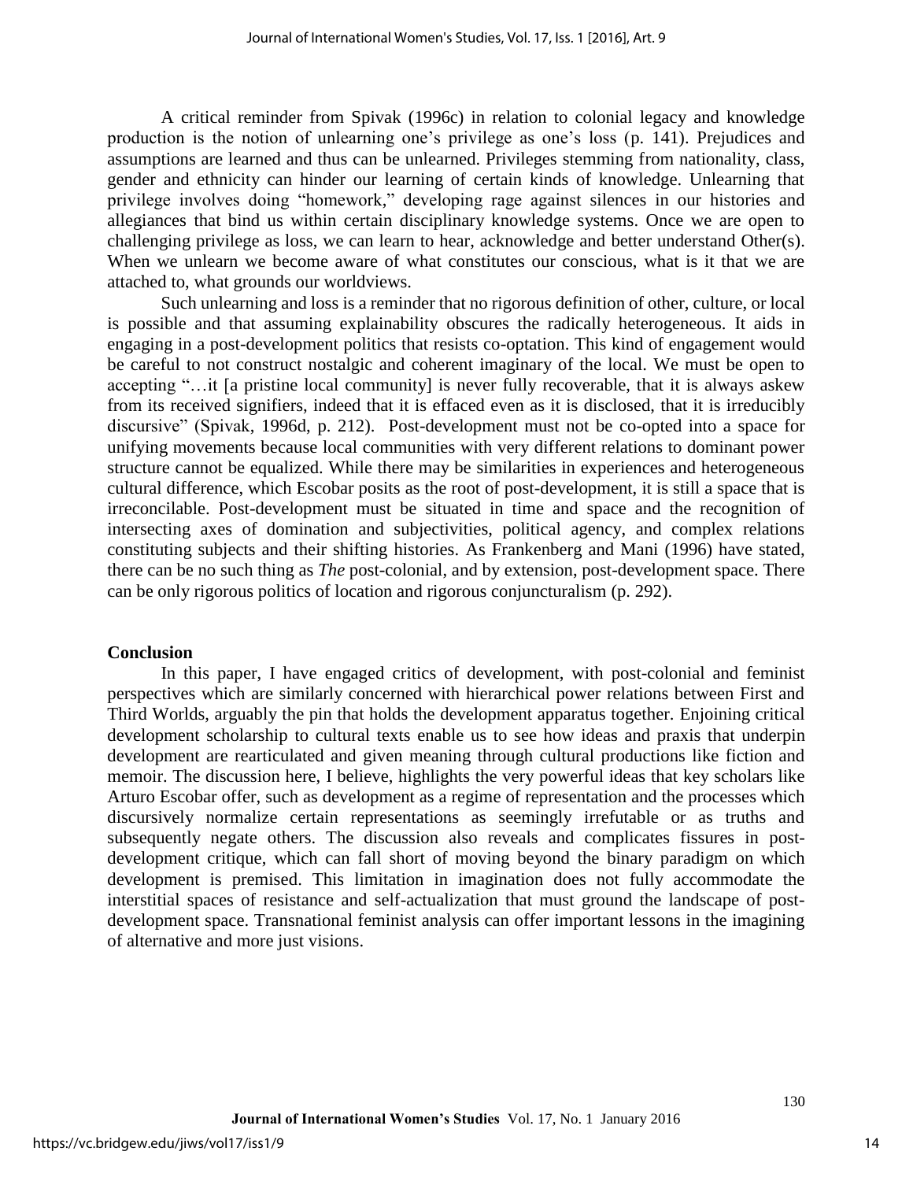A critical reminder from Spivak (1996c) in relation to colonial legacy and knowledge production is the notion of unlearning one's privilege as one's loss (p. 141). Prejudices and assumptions are learned and thus can be unlearned. Privileges stemming from nationality, class, gender and ethnicity can hinder our learning of certain kinds of knowledge. Unlearning that privilege involves doing "homework," developing rage against silences in our histories and allegiances that bind us within certain disciplinary knowledge systems. Once we are open to challenging privilege as loss, we can learn to hear, acknowledge and better understand Other(s). When we unlearn we become aware of what constitutes our conscious, what is it that we are attached to, what grounds our worldviews.

Such unlearning and loss is a reminder that no rigorous definition of other, culture, or local is possible and that assuming explainability obscures the radically heterogeneous. It aids in engaging in a post-development politics that resists co-optation. This kind of engagement would be careful to not construct nostalgic and coherent imaginary of the local. We must be open to accepting "…it [a pristine local community] is never fully recoverable, that it is always askew from its received signifiers, indeed that it is effaced even as it is disclosed, that it is irreducibly discursive" (Spivak, 1996d, p. 212). Post-development must not be co-opted into a space for unifying movements because local communities with very different relations to dominant power structure cannot be equalized. While there may be similarities in experiences and heterogeneous cultural difference, which Escobar posits as the root of post-development, it is still a space that is irreconcilable. Post-development must be situated in time and space and the recognition of intersecting axes of domination and subjectivities, political agency, and complex relations constituting subjects and their shifting histories. As Frankenberg and Mani (1996) have stated, there can be no such thing as *The* post-colonial, and by extension, post-development space. There can be only rigorous politics of location and rigorous conjuncturalism (p. 292).

## Conclusion

In this paper, I have engaged critics of development, with post-colonial and feminist perspectives which are similarly concerned with hierarchical power relations between First and Third Worlds, arguably the pin that holds the development apparatus together. Enjoining critical development scholarship to cultural texts enable us to see how ideas and praxis that underpin development are rearticulated and given meaning through cultural productions like fiction and memoir. The discussion here, I believe, highlights the very powerful ideas that key scholars like Arturo Escobar offer, such as development as a regime of representation and the processes which discursively normalize certain representations as seemingly irrefutable or as truths and subsequently negate others. The discussion also reveals and complicates fissures in post-development critique, which can fall short of moving beyond the binary paradigm on which development is premised. This limitation in imagination does not fully accommodate the interstitial spaces of resistance and self-actualization that must ground the landscape of post-development space. Transnational feminist analysis can offer important lessons in the imagining of alternative and more just visions.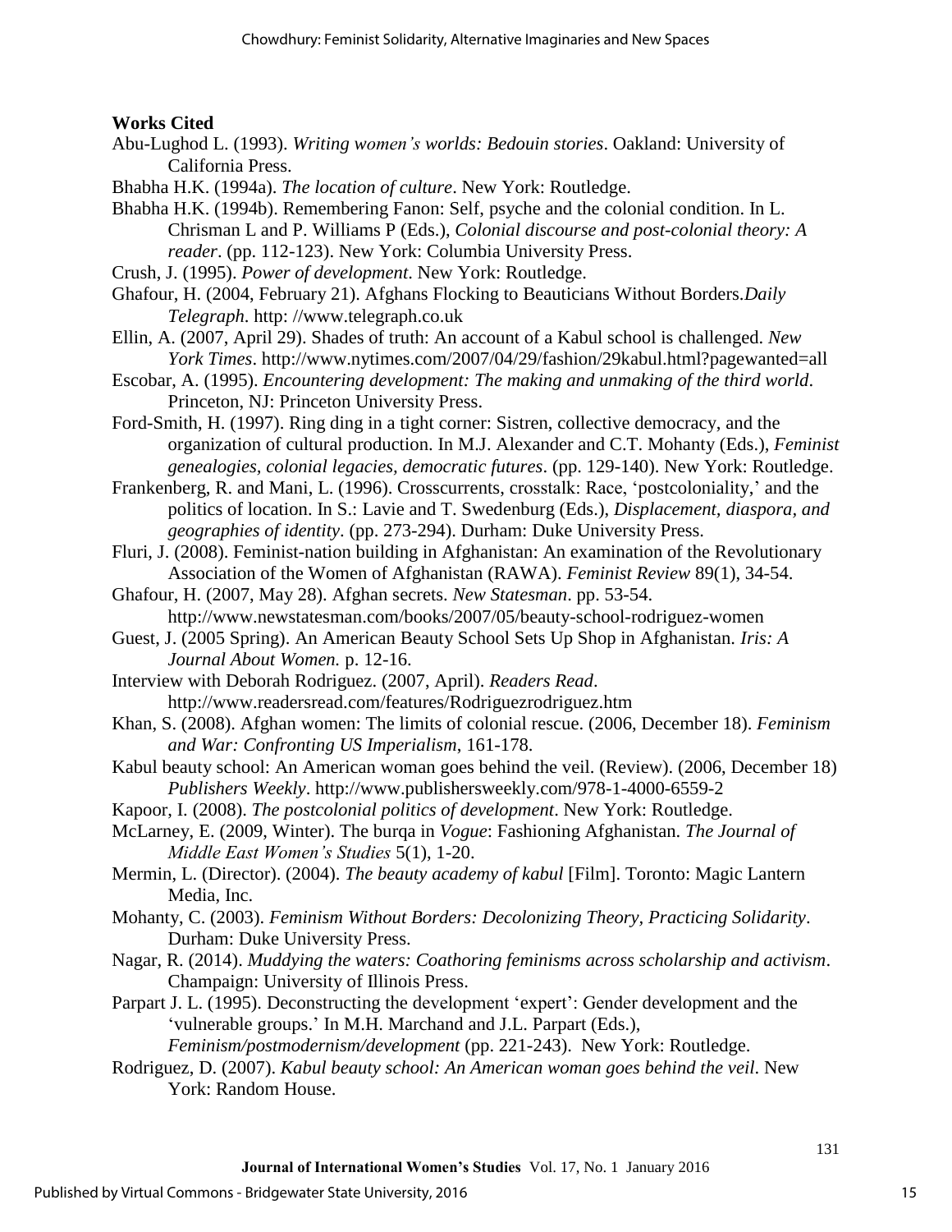**Works Cited**

Abu-Lughod L. (1993). *Writing women's worlds: Bedouin stories*. Oakland: University of California Press.

Bhabha H.K. (1994a). *The location of culture*. New York: Routledge.

Bhabha H.K. (1994b). Remembering Fanon: Self, psyche and the colonial condition. In L. Chrisman L and P. Williams P (Eds.), *Colonial discourse and post-colonial theory: A reader*. (pp. 112-123). New York: Columbia University Press.

Crush, J. (1995). *Power of development*. New York: Routledge.

Ghafour, H. (2004, February 21). Afghans Flocking to Beauticians Without Borders.*Daily Telegraph*. http: //www.telegraph.co.uk

Ellin, A. (2007, April 29). Shades of truth: An account of a Kabul school is challenged. *New York Times*. http://www.nytimes.com/2007/04/29/fashion/29kabul.html?pagewanted=all

Escobar, A. (1995). *Encountering development: The making and unmaking of the third world*. Princeton, NJ: Princeton University Press.

Ford-Smith, H. (1997). Ring ding in a tight corner: Sistren, collective democracy, and the organization of cultural production. In M.J. Alexander and C.T. Mohanty (Eds.), *Feminist genealogies, colonial legacies, democratic futures*. (pp. 129-140). New York: Routledge.

Frankenberg, R. and Mani, L. (1996). Crosscurrents, crosstalk: Race, 'postcoloniality,' and the politics of location. In S.: Lavie and T. Swedenburg (Eds.), *Displacement, diaspora, and geographies of identity*. (pp. 273-294). Durham: Duke University Press.

Fluri, J. (2008). Feminist-nation building in Afghanistan: An examination of the Revolutionary Association of the Women of Afghanistan (RAWA). *Feminist Review* 89(1), 34-54.

Ghafour, H. (2007, May 28). Afghan secrets. *New Statesman*. pp. 53-54. http://www.newstatesman.com/books/2007/05/beauty-school-rodriguez-women

Guest, J. (2005 Spring). An American Beauty School Sets Up Shop in Afghanistan. *Iris: A Journal About Women.* p. 12-16.

Interview with Deborah Rodriguez. (2007, April). *Readers Read*. http://www.readersread.com/features/Rodriguezrodriguez.htm

Khan, S. (2008). Afghan women: The limits of colonial rescue. (2006, December 18). *Feminism and War: Confronting US Imperialism*, 161-178.

Kabul beauty school: An American woman goes behind the veil. (Review). (2006, December 18) *Publishers Weekly*. http://www.publishersweekly.com/978-1-4000-6559-2

Kapoor, I. (2008). *The postcolonial politics of development*. New York: Routledge.

McLarney, E. (2009, Winter). The burqa in *Vogue*: Fashioning Afghanistan. *The Journal of Middle East Women's Studies* 5(1), 1-20.

Mermin, L. (Director). (2004). *The beauty academy of kabul* [Film]. Toronto: Magic Lantern Media, Inc.

Mohanty, C. (2003). *Feminism Without Borders: Decolonizing Theory, Practicing Solidarity*. Durham: Duke University Press.

Nagar, R. (2014). *Muddying the waters: Coathoring feminisms across scholarship and activism*. Champaign: University of Illinois Press.

Parpart J. L. (1995). Deconstructing the development 'expert': Gender development and the 'vulnerable groups.' In M.H. Marchand and J.L. Parpart (Eds.), *Feminism/postmodernism/development* (pp. 221-243). New York: Routledge.

Rodriguez, D. (2007). *Kabul beauty school: An American woman goes behind the veil*. New York: Random House.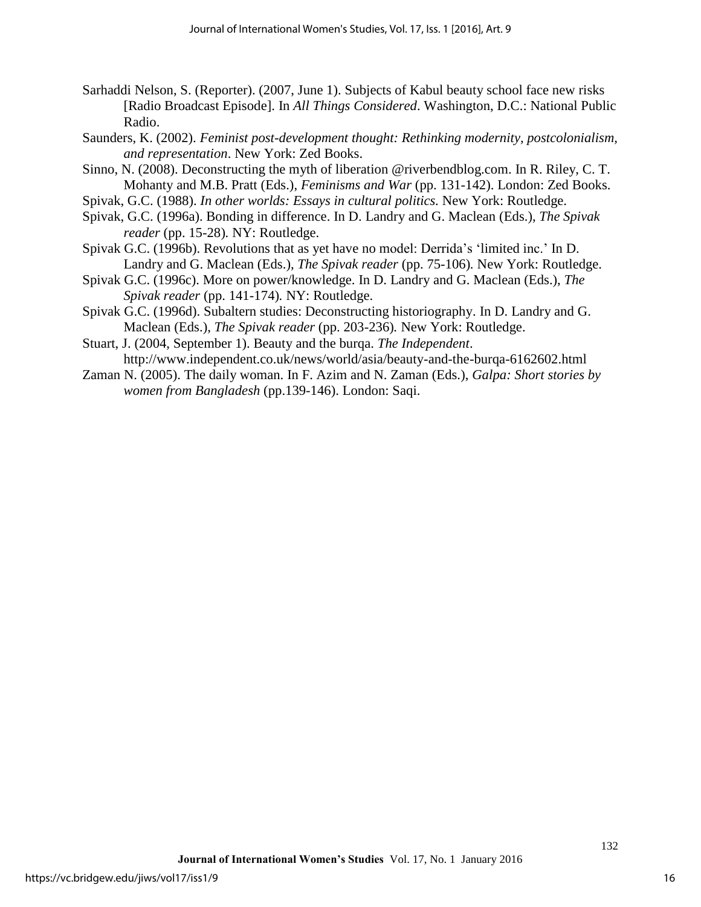Sarhaddi Nelson, S. (Reporter). (2007, June 1). Subjects of Kabul beauty school face new risks [Radio Broadcast Episode]. In *All Things Considered*. Washington, D.C.: National Public Radio.

Saunders, K. (2002). *Feminist post-development thought: Rethinking modernity, postcolonialism, and representation*. New York: Zed Books.

Sinno, N. (2008). Deconstructing the myth of liberation @riverbendblog.com. In R. Riley, C. T. Mohanty and M.B. Pratt (Eds.), *Feminisms and War* (pp. 131-142). London: Zed Books.

Spivak, G.C. (1988). *In other worlds: Essays in cultural politics.* New York: Routledge.

Spivak, G.C. (1996a). Bonding in difference. In D. Landry and G. Maclean (Eds.), *The Spivak reader* (pp. 15-28)*.* NY: Routledge.

Spivak G.C. (1996b). Revolutions that as yet have no model: Derrida's 'limited inc.' In D. Landry and G. Maclean (Eds.), *The Spivak reader* (pp. 75-106)*.* New York: Routledge.

Spivak G.C. (1996c). More on power/knowledge. In D. Landry and G. Maclean (Eds.), *The Spivak reader* (pp. 141-174)*.* NY: Routledge.

Spivak G.C. (1996d). Subaltern studies: Deconstructing historiography. In D. Landry and G. Maclean (Eds.), *The Spivak reader* (pp. 203-236)*.* New York: Routledge.

Stuart, J. (2004, September 1). Beauty and the burqa. *The Independent*. http://www.independent.co.uk/news/world/asia/beauty-and-the-burqa-6162602.html

Zaman N. (2005). The daily woman. In F. Azim and N. Zaman (Eds.), *Galpa: Short stories by women from Bangladesh* (pp.139-146). London: Saqi.